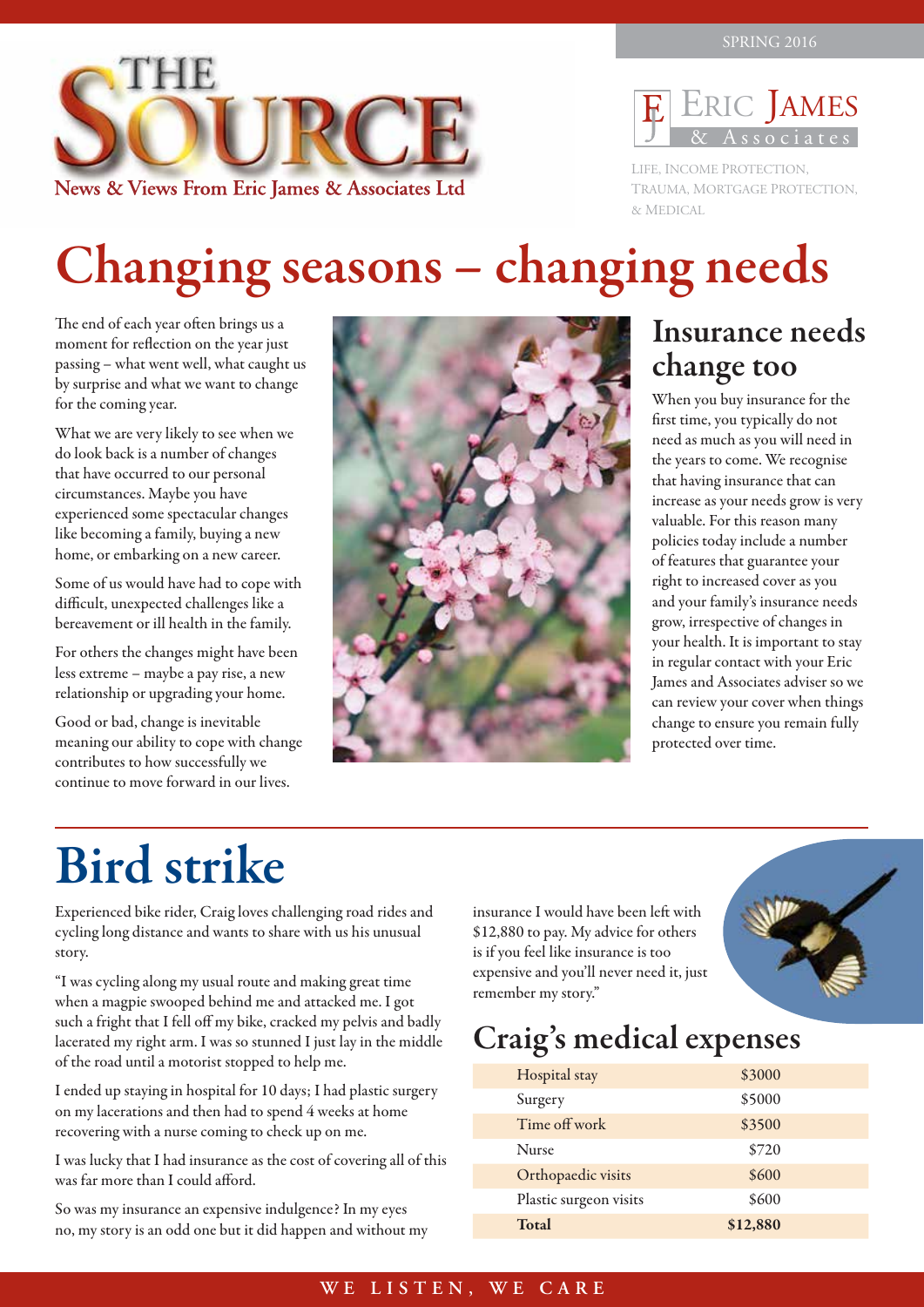SPRING 2016

# THE SOURCE

**News & Views From Eric James & Associates Ltd**

ERIC JAMES & Associates

LIFE, INCOME PROTECTION, TRAUMA, MORTGAGE PROTECTION, & MEDICAL

# Changing seasons – changing needs

The end of each year often brings us a moment for reflection on the year just passing – what went well, what caught us by surprise and what we want to change for the coming year.

What we are very likely to see when we do look back is a number of changes that have occurred to our personal circumstances. Maybe you have experienced some spectacular changes like becoming a family, buying a new home, or embarking on a new career.

Some of us would have had to cope with difficult, unexpected challenges like a bereavement or ill health in the family.

For others the changes might have been less extreme – maybe a pay rise, a new relationship or upgrading your home.

Good or bad, change is inevitable meaning our ability to cope with change contributes to how successfully we continue to move forward in our lives.

## Insurance needs change too

When you buy insurance for the first time, you typically do not need as much as you will need in the years to come. We recognise that having insurance that can increase as your needs grow is very valuable. For this reason many policies today include a number of features that guarantee your right to increased cover as you and your family's insurance needs grow, irrespective of changes in your health. It is important to stay in regular contact with your Eric James and Associates adviser so we can review your cover when things change to ensure you remain fully protected over time.

# Bird strike

Experienced bike rider, Craig loves challenging road rides and cycling long distance and wants to share with us his unusual story.

"I was cycling along my usual route and making great time when a magpie swooped behind me and attacked me. I got such a fright that I fell off my bike, cracked my pelvis and badly lacerated my right arm. I was so stunned I just lay in the middle of the road until a motorist stopped to help me.

I ended up staying in hospital for 10 days; I had plastic surgery on my lacerations and then had to spend 4 weeks at home recovering with a nurse coming to check up on me.

I was lucky that I had insurance as the cost of covering all of this was far more than I could afford.

So was my insurance an expensive indulgence? In my eyes no, my story is an odd one but it did happen and without my insurance I would have been left with $12,880 to pay. My advice for others is if you feel like insurance is too expensive and you'll never need it, just remember my story."

## Craig's medical expenses

| Item | Cost |
|---|---|
| Hospital stay | $3000 |
| Surgery | $5000 |
| Time off work | $3500 |
| Nurse | $720 |
| Orthopaedic visits | $600 |
| Plastic surgeon visits | $600 |
| **Total** | **$12,880** |

WE LISTEN, WE CARE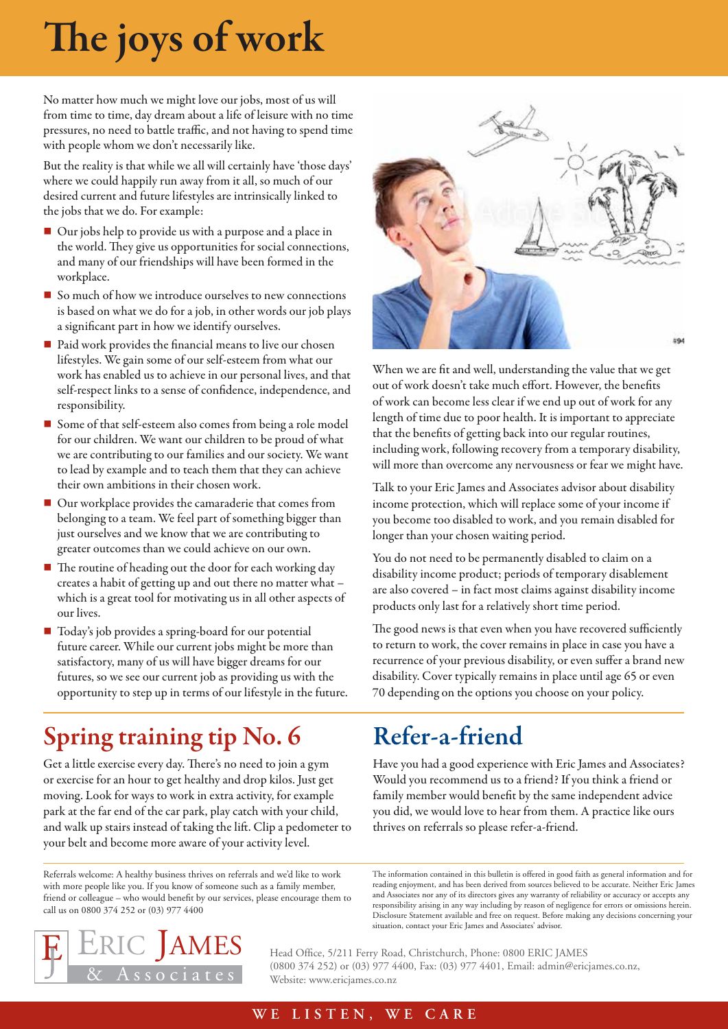# The joys of work

No matter how much we might love our jobs, most of us will from time to time, day dream about a life of leisure with no time pressures, no need to battle traffic, and not having to spend time with people whom we don't necessarily like.

But the reality is that while we all will certainly have 'those days' where we could happily run away from it all, so much of our desired current and future lifestyles are intrinsically linked to the jobs that we do. For example:

- Our jobs help to provide us with a purpose and a place in the world. They give us opportunities for social connections, and many of our friendships will have been formed in the workplace.
- So much of how we introduce ourselves to new connections is based on what we do for a job, in other words our job plays a significant part in how we identify ourselves.
- Paid work provides the financial means to live our chosen lifestyles. We gain some of our self-esteem from what our work has enabled us to achieve in our personal lives, and that self-respect links to a sense of confidence, independence, and responsibility.
- Some of that self-esteem also comes from being a role model for our children. We want our children to be proud of what we are contributing to our families and our society. We want to lead by example and to teach them that they can achieve their own ambitions in their chosen work.
- Our workplace provides the camaraderie that comes from belonging to a team. We feel part of something bigger than just ourselves and we know that we are contributing to greater outcomes than we could achieve on our own.
- The routine of heading out the door for each working day creates a habit of getting up and out there no matter what – which is a great tool for motivating us in all other aspects of our lives.
- Today's job provides a spring-board for our potential future career. While our current jobs might be more than satisfactory, many of us will have bigger dreams for our futures, so we see our current job as providing us with the opportunity to step up in terms of our lifestyle in the future.

When we are fit and well, understanding the value that we get out of work doesn't take much effort. However, the benefits of work can become less clear if we end up out of work for any length of time due to poor health. It is important to appreciate that the benefits of getting back into our regular routines, including work, following recovery from a temporary disability, will more than overcome any nervousness or fear we might have.

Talk to your Eric James and Associates advisor about disability income protection, which will replace some of your income if you become too disabled to work, and you remain disabled for longer than your chosen waiting period.

You do not need to be permanently disabled to claim on a disability income product; periods of temporary disablement are also covered – in fact most claims against disability income products only last for a relatively short time period.

The good news is that even when you have recovered sufficiently to return to work, the cover remains in place in case you have a recurrence of your previous disability, or even suffer a brand new disability. Cover typically remains in place until age 65 or even 70 depending on the options you choose on your policy.

## Spring training tip No. 6

Get a little exercise every day. There's no need to join a gym or exercise for an hour to get healthy and drop kilos. Just get moving. Look for ways to work in extra activity, for example park at the far end of the car park, play catch with your child, and walk up stairs instead of taking the lift. Clip a pedometer to your belt and become more aware of your activity level.

## Refer-a-friend

Have you had a good experience with Eric James and Associates? Would you recommend us to a friend? If you think a friend or family member would benefit by the same independent advice you did, we would love to hear from them. A practice like ours thrives on referrals so please refer-a-friend.

Referrals welcome: A healthy business thrives on referrals and we'd like to work with more people like you. If you know of someone such as a family member, friend or colleague – who would benefit by our services, please encourage them to call us on 0800 374 252 or (03) 977 4400

The information contained in this bulletin is offered in good faith as general information and for reading enjoyment, and has been derived from sources believed to be accurate. Neither Eric James and Associates nor any of its directors gives any warranty of reliability or accuracy or accepts any responsibility arising in any way including by reason of negligence for errors or omissions herein. Disclosure Statement available and free on request. Before making any decisions concerning your situation, contact your Eric James and Associates' advisor.

Eric James & Associates

Head Office, 5/211 Ferry Road, Christchurch, Phone: 0800 ERIC JAMES (0800 374 252) or (03) 977 4400, Fax: (03) 977 4401, Email: admin@ericjames.co.nz, Website: www.ericjames.co.nz

WE LISTEN, WE CARE